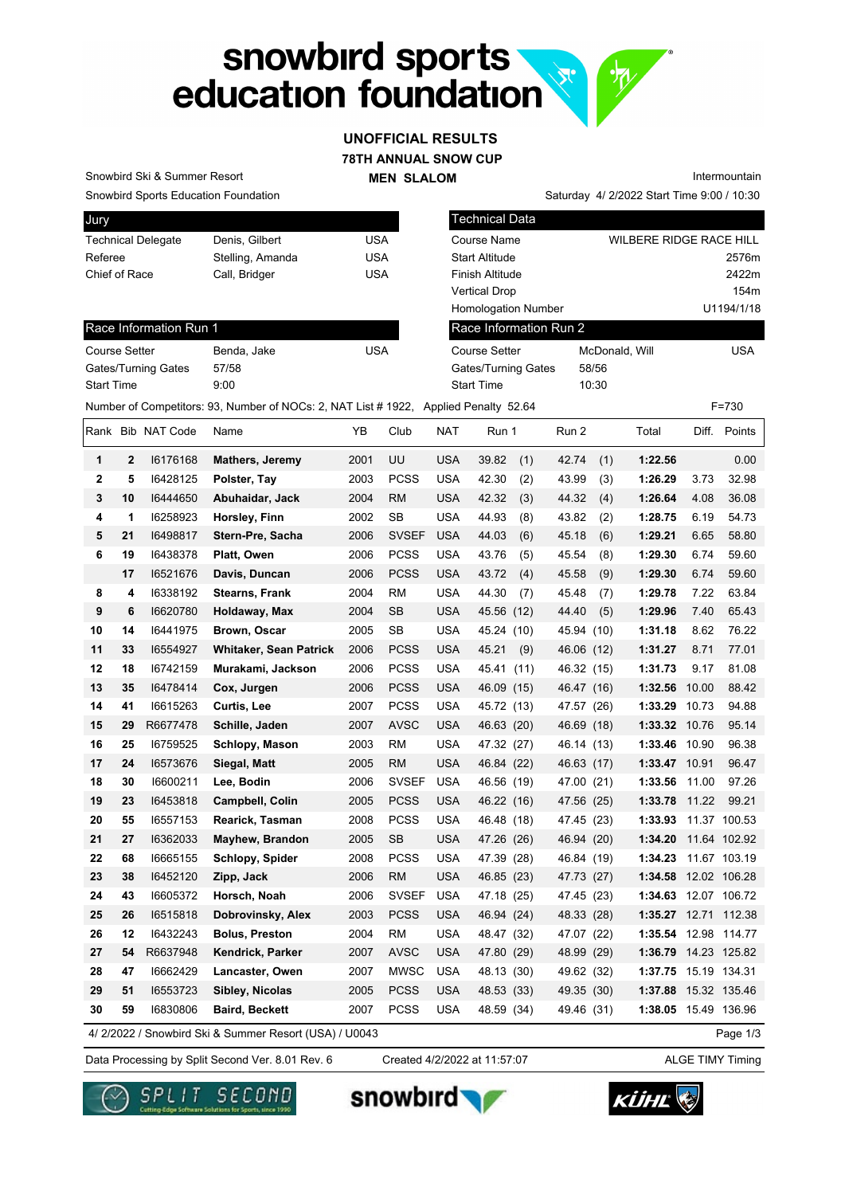# snowbird sports education foundation

## UNOFFICIAL RESULTS
## 78TH ANNUAL SNOW CUP
## MEN SLALOM

Snowbird Ski & Summer Resort
Snowbird Sports Education Foundation

Intermountain
Saturday 4/ 2/2022 Start Time 9:00 / 10:30

| Jury | | |
|---|---|---|
| Technical Delegate | Denis, Gilbert | USA |
| Referee | Stelling, Amanda | USA |
| Chief of Race | Call, Bridger | USA |

| Technical Data | |
|---|---|
| Course Name | WILBERE RIDGE RACE HILL |
| Start Altitude | 2576m |
| Finish Altitude | 2422m |
| Vertical Drop | 154m |
| Homologation Number | U1194/1/18 |

| Race Information Run 1 | | |
|---|---|---|
| Course Setter | Benda, Jake | USA |
| Gates/Turning Gates | 57/58 | |
| Start Time | 9:00 | |

| Race Information Run 2 | | |
|---|---|---|
| Course Setter | McDonald, Will | USA |
| Gates/Turning Gates | 58/56 | |
| Start Time | 10:30 | |

Number of Competitors: 93, Number of NOCs: 2, NAT List # 1922, Applied Penalty 52.64 F=730

| Rank | Bib | NAT Code | Name | YB | Club | NAT | Run 1 | Run 2 | Total | Diff. | Points |
|---|---|---|---|---|---|---|---|---|---|---|---|
| 1 | 2 | I6176168 | **Mathers, Jeremy** | 2001 | UU | USA | 39.82 (1) | 42.74 (1) | **1:22.56** | | 0.00 |
| 2 | 5 | I6428125 | **Polster, Tay** | 2003 | PCSS | USA | 42.30 (2) | 43.99 (3) | **1:26.29** | 3.73 | 32.98 |
| 3 | 10 | I6444650 | **Abuhaidar, Jack** | 2004 | RM | USA | 42.32 (3) | 44.32 (4) | **1:26.64** | 4.08 | 36.08 |
| 4 | 1 | I6258923 | **Horsley, Finn** | 2002 | SB | USA | 44.93 (8) | 43.82 (2) | **1:28.75** | 6.19 | 54.73 |
| 5 | 21 | I6498817 | **Stern-Pre, Sacha** | 2006 | SVSEF | USA | 44.03 (6) | 45.18 (6) | **1:29.21** | 6.65 | 58.80 |
| 6 | 19 | I6438378 | **Platt, Owen** | 2006 | PCSS | USA | 43.76 (5) | 45.54 (8) | **1:29.30** | 6.74 | 59.60 |
| | 17 | I6521676 | **Davis, Duncan** | 2006 | PCSS | USA | 43.72 (4) | 45.58 (9) | **1:29.30** | 6.74 | 59.60 |
| 8 | 4 | I6338192 | **Stearns, Frank** | 2004 | RM | USA | 44.30 (7) | 45.48 (7) | **1:29.78** | 7.22 | 63.84 |
| 9 | 6 | I6620780 | **Holdaway, Max** | 2004 | SB | USA | 45.56 (12) | 44.40 (5) | **1:29.96** | 7.40 | 65.43 |
| 10 | 14 | I6441975 | **Brown, Oscar** | 2005 | SB | USA | 45.24 (10) | 45.94 (10) | **1:31.18** | 8.62 | 76.22 |
| 11 | 33 | I6554927 | **Whitaker, Sean Patrick** | 2006 | PCSS | USA | 45.21 (9) | 46.06 (12) | **1:31.27** | 8.71 | 77.01 |
| 12 | 18 | I6742159 | **Murakami, Jackson** | 2006 | PCSS | USA | 45.41 (11) | 46.32 (15) | **1:31.73** | 9.17 | 81.08 |
| 13 | 35 | I6478414 | **Cox, Jurgen** | 2006 | PCSS | USA | 46.09 (15) | 46.47 (16) | **1:32.56** | 10.00 | 88.42 |
| 14 | 41 | I6615263 | **Curtis, Lee** | 2007 | PCSS | USA | 45.72 (13) | 47.57 (26) | **1:33.29** | 10.73 | 94.88 |
| 15 | 29 | R6677478 | **Schille, Jaden** | 2007 | AVSC | USA | 46.63 (20) | 46.69 (18) | **1:33.32** | 10.76 | 95.14 |
| 16 | 25 | I6759525 | **Schlopy, Mason** | 2003 | RM | USA | 47.32 (27) | 46.14 (13) | **1:33.46** | 10.90 | 96.38 |
| 17 | 24 | I6573676 | **Siegal, Matt** | 2005 | RM | USA | 46.84 (22) | 46.63 (17) | **1:33.47** | 10.91 | 96.47 |
| 18 | 30 | I6600211 | **Lee, Bodin** | 2006 | SVSEF | USA | 46.56 (19) | 47.00 (21) | **1:33.56** | 11.00 | 97.26 |
| 19 | 23 | I6453818 | **Campbell, Colin** | 2005 | PCSS | USA | 46.22 (16) | 47.56 (25) | **1:33.78** | 11.22 | 99.21 |
| 20 | 55 | I6557153 | **Rearick, Tasman** | 2008 | PCSS | USA | 46.48 (18) | 47.45 (23) | **1:33.93** | 11.37 | 100.53 |
| 21 | 27 | I6362033 | **Mayhew, Brandon** | 2005 | SB | USA | 47.26 (26) | 46.94 (20) | **1:34.20** | 11.64 | 102.92 |
| 22 | 68 | I6665155 | **Schlopy, Spider** | 2008 | PCSS | USA | 47.39 (28) | 46.84 (19) | **1:34.23** | 11.67 | 103.19 |
| 23 | 38 | I6452120 | **Zipp, Jack** | 2006 | RM | USA | 46.85 (23) | 47.73 (27) | **1:34.58** | 12.02 | 106.28 |
| 24 | 43 | I6605372 | **Horsch, Noah** | 2006 | SVSEF | USA | 47.18 (25) | 47.45 (23) | **1:34.63** | 12.07 | 106.72 |
| 25 | 26 | I6515818 | **Dobrovinsky, Alex** | 2003 | PCSS | USA | 46.94 (24) | 48.33 (28) | **1:35.27** | 12.71 | 112.38 |
| 26 | 12 | I6432243 | **Bolus, Preston** | 2004 | RM | USA | 48.47 (32) | 47.07 (22) | **1:35.54** | 12.98 | 114.77 |
| 27 | 54 | R6637948 | **Kendrick, Parker** | 2007 | AVSC | USA | 47.80 (29) | 48.99 (29) | **1:36.79** | 14.23 | 125.82 |
| 28 | 47 | I6662429 | **Lancaster, Owen** | 2007 | MWSC | USA | 48.13 (30) | 49.62 (32) | **1:37.75** | 15.19 | 134.31 |
| 29 | 51 | I6553723 | **Sibley, Nicolas** | 2005 | PCSS | USA | 48.53 (33) | 49.35 (30) | **1:37.88** | 15.32 | 135.46 |
| 30 | 59 | I6830806 | **Baird, Beckett** | 2007 | PCSS | USA | 48.59 (34) | 49.46 (31) | **1:38.05** | 15.49 | 136.96 |

4/ 2/2022 / Snowbird Ski & Summer Resort (USA) / U0043

Data Processing by Split Second Ver. 8.01 Rev. 6 Created 4/2/2022 at 11:57:07 ALGE TIMY Timing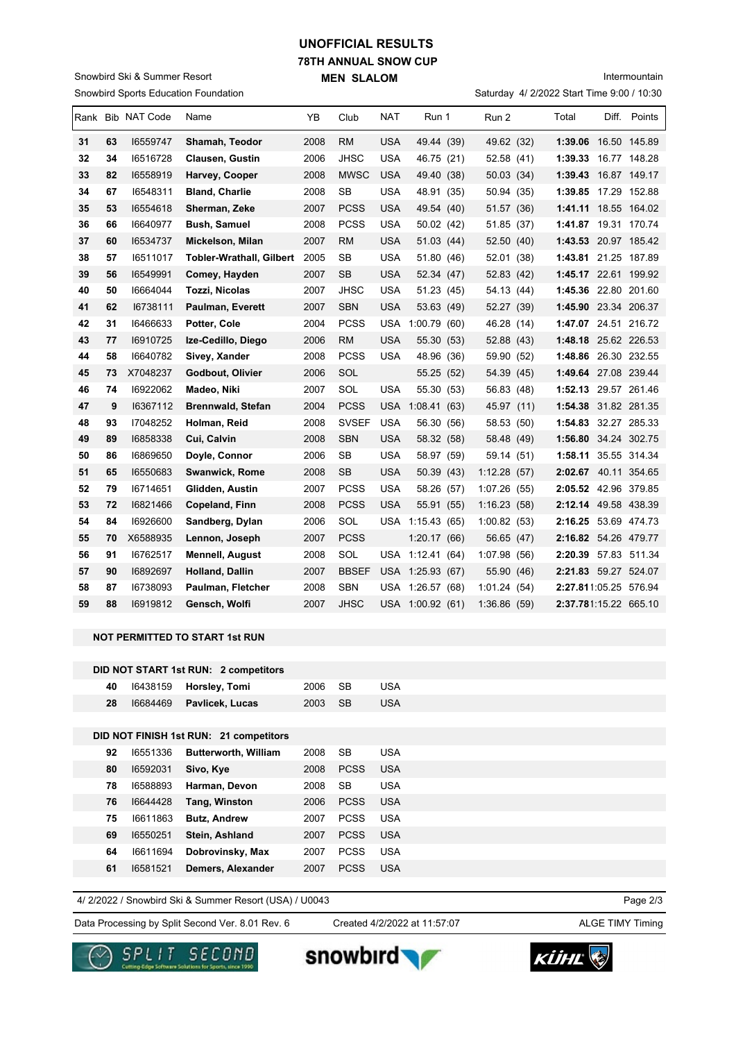# UNOFFICIAL RESULTS
## 78TH ANNUAL SNOW CUP
### MEN SLALOM

Snowbird Ski & Summer Resort
Snowbird Sports Education Foundation

Intermountain
Saturday 4/ 2/2022 Start Time 9:00 / 10:30

| Rank | Bib | NAT Code | Name | YB | Club | NAT | Run 1 | Run 2 | Total | Diff. | Points |
|---|---|---|---|---|---|---|---|---|---|---|---|
| 31 | 63 | I6559747 | **Shamah, Teodor** | 2008 | RM | USA | 49.44 (39) | 49.62 (32) | **1:39.06** | 16.50 | 145.89 |
| 32 | 34 | I6516728 | **Clausen, Gustin** | 2006 | JHSC | USA | 46.75 (21) | 52.58 (41) | **1:39.33** | 16.77 | 148.28 |
| 33 | 82 | I6558919 | **Harvey, Cooper** | 2008 | MWSC | USA | 49.40 (38) | 50.03 (34) | **1:39.43** | 16.87 | 149.17 |
| 34 | 67 | I6548311 | **Bland, Charlie** | 2008 | SB | USA | 48.91 (35) | 50.94 (35) | **1:39.85** | 17.29 | 152.88 |
| 35 | 53 | I6554618 | **Sherman, Zeke** | 2007 | PCSS | USA | 49.54 (40) | 51.57 (36) | **1:41.11** | 18.55 | 164.02 |
| 36 | 66 | I6640977 | **Bush, Samuel** | 2008 | PCSS | USA | 50.02 (42) | 51.85 (37) | **1:41.87** | 19.31 | 170.74 |
| 37 | 60 | I6534737 | **Mickelson, Milan** | 2007 | RM | USA | 51.03 (44) | 52.50 (40) | **1:43.53** | 20.97 | 185.42 |
| 38 | 57 | I6511017 | **Tobler-Wrathall, Gilbert** | 2005 | SB | USA | 51.80 (46) | 52.01 (38) | **1:43.81** | 21.25 | 187.89 |
| 39 | 56 | I6549991 | **Comey, Hayden** | 2007 | SB | USA | 52.34 (47) | 52.83 (42) | **1:45.17** | 22.61 | 199.92 |
| 40 | 50 | I6664044 | **Tozzi, Nicolas** | 2007 | JHSC | USA | 51.23 (45) | 54.13 (44) | **1:45.36** | 22.80 | 201.60 |
| 41 | 62 | I6738111 | **Paulman, Everett** | 2007 | SBN | USA | 53.63 (49) | 52.27 (39) | **1:45.90** | 23.34 | 206.37 |
| 42 | 31 | I6466633 | **Potter, Cole** | 2004 | PCSS | USA | 1:00.79 (60) | 46.28 (14) | **1:47.07** | 24.51 | 216.72 |
| 43 | 77 | I6910725 | **Ize-Cedillo, Diego** | 2006 | RM | USA | 55.30 (53) | 52.88 (43) | **1:48.18** | 25.62 | 226.53 |
| 44 | 58 | I6640782 | **Sivey, Xander** | 2008 | PCSS | USA | 48.96 (36) | 59.90 (52) | **1:48.86** | 26.30 | 232.55 |
| 45 | 73 | X7048237 | **Godbout, Olivier** | 2006 | SOL | | 55.25 (52) | 54.39 (45) | **1:49.64** | 27.08 | 239.44 |
| 46 | 74 | I6922062 | **Madeo, Niki** | 2007 | SOL | USA | 55.30 (53) | 56.83 (48) | **1:52.13** | 29.57 | 261.46 |
| 47 | 9 | I6367112 | **Brennwald, Stefan** | 2004 | PCSS | USA | 1:08.41 (63) | 45.97 (11) | **1:54.38** | 31.82 | 281.35 |
| 48 | 93 | I7048252 | **Holman, Reid** | 2008 | SVSEF | USA | 56.30 (56) | 58.53 (50) | **1:54.83** | 32.27 | 285.33 |
| 49 | 89 | I6858338 | **Cui, Calvin** | 2008 | SBN | USA | 58.32 (58) | 58.48 (49) | **1:56.80** | 34.24 | 302.75 |
| 50 | 86 | I6869650 | **Doyle, Connor** | 2006 | SB | USA | 58.97 (59) | 59.14 (51) | **1:58.11** | 35.55 | 314.34 |
| 51 | 65 | I6550683 | **Swanwick, Rome** | 2008 | SB | USA | 50.39 (43) | 1:12.28 (57) | **2:02.67** | 40.11 | 354.65 |
| 52 | 79 | I6714651 | **Glidden, Austin** | 2007 | PCSS | USA | 58.26 (57) | 1:07.26 (55) | **2:05.52** | 42.96 | 379.85 |
| 53 | 72 | I6821466 | **Copeland, Finn** | 2008 | PCSS | USA | 55.91 (55) | 1:16.23 (58) | **2:12.14** | 49.58 | 438.39 |
| 54 | 84 | I6926600 | **Sandberg, Dylan** | 2006 | SOL | USA | 1:15.43 (65) | 1:00.82 (53) | **2:16.25** | 53.69 | 474.73 |
| 55 | 70 | X6588935 | **Lennon, Joseph** | 2007 | PCSS | | 1:20.17 (66) | 56.65 (47) | **2:16.82** | 54.26 | 479.77 |
| 56 | 91 | I6762517 | **Mennell, August** | 2008 | SOL | USA | 1:12.41 (64) | 1:07.98 (56) | **2:20.39** | 57.83 | 511.34 |
| 57 | 90 | I6892697 | **Holland, Dallin** | 2007 | BBSEF | USA | 1:25.93 (67) | 55.90 (46) | **2:21.83** | 59.27 | 524.07 |
| 58 | 87 | I6738093 | **Paulman, Fletcher** | 2008 | SBN | USA | 1:26.57 (68) | 1:01.24 (54) | **2:27.81** | 1:05.25 | 576.94 |
| 59 | 88 | I6919812 | **Gensch, Wolfi** | 2007 | JHSC | USA | 1:00.92 (61) | 1:36.86 (59) | **2:37.78** | 1:15.22 | 665.10 |

**NOT PERMITTED TO START 1st RUN**

**DID NOT START 1st RUN: 2 competitors**

| Bib | NAT Code | Name | YB | Club | NAT |
|---|---|---|---|---|---|
| 40 | I6438159 | **Horsley, Tomi** | 2006 | SB | USA |
| 28 | I6684469 | **Pavlicek, Lucas** | 2003 | SB | USA |

**DID NOT FINISH 1st RUN: 21 competitors**

| Bib | NAT Code | Name | YB | Club | NAT |
|---|---|---|---|---|---|
| 92 | I6551336 | **Butterworth, William** | 2008 | SB | USA |
| 80 | I6592031 | **Sivo, Kye** | 2008 | PCSS | USA |
| 78 | I6588893 | **Harman, Devon** | 2008 | SB | USA |
| 76 | I6644428 | **Tang, Winston** | 2006 | PCSS | USA |
| 75 | I6611863 | **Butz, Andrew** | 2007 | PCSS | USA |
| 69 | I6550251 | **Stein, Ashland** | 2007 | PCSS | USA |
| 64 | I6611694 | **Dobrovinsky, Max** | 2007 | PCSS | USA |
| 61 | I6581521 | **Demers, Alexander** | 2007 | PCSS | USA |

4/ 2/2022 / Snowbird Ski & Summer Resort (USA) / U0043

Data Processing by Split Second Ver. 8.01 Rev. 6 — Created 4/2/2022 at 11:57:07 — ALGE TIMY Timing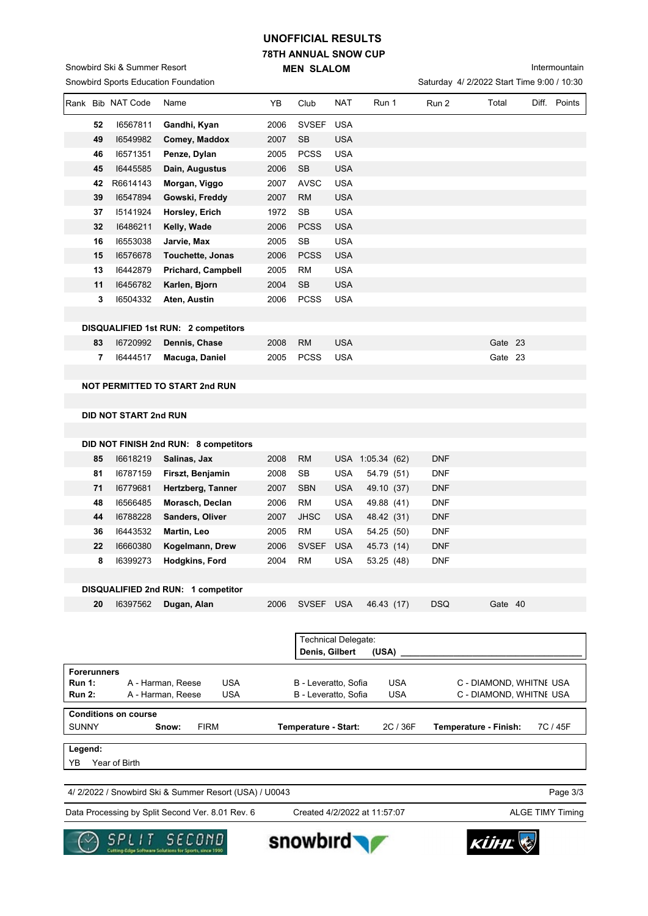# UNOFFICIAL RESULTS

## 78TH ANNUAL SNOW CUP

### MEN SLALOM

Snowbird Ski & Summer Resort
Snowbird Sports Education Foundation

Intermountain
Saturday 4/ 2/2022 Start Time 9:00 / 10:30

| Rank | Bib | NAT Code | Name | YB | Club | NAT | Run 1 | Run 2 | Total | Diff. | Points |
|---|---|---|---|---|---|---|---|---|---|---|---|
| | 52 | I6567811 | **Gandhi, Kyan** | 2006 | SVSEF | USA | | | | | |
| | 49 | I6549982 | **Comey, Maddox** | 2007 | SB | USA | | | | | |
| | 46 | I6571351 | **Penze, Dylan** | 2005 | PCSS | USA | | | | | |
| | 45 | I6445585 | **Dain, Augustus** | 2006 | SB | USA | | | | | |
| | 42 | R6614143 | **Morgan, Viggo** | 2007 | AVSC | USA | | | | | |
| | 39 | I6547894 | **Gowski, Freddy** | 2007 | RM | USA | | | | | |
| | 37 | I5141924 | **Horsley, Erich** | 1972 | SB | USA | | | | | |
| | 32 | I6486211 | **Kelly, Wade** | 2006 | PCSS | USA | | | | | |
| | 16 | I6553038 | **Jarvie, Max** | 2005 | SB | USA | | | | | |
| | 15 | I6576678 | **Touchette, Jonas** | 2006 | PCSS | USA | | | | | |
| | 13 | I6442879 | **Prichard, Campbell** | 2005 | RM | USA | | | | | |
| | 11 | I6456782 | **Karlen, Bjorn** | 2004 | SB | USA | | | | | |
| | 3 | I6504332 | **Aten, Austin** | 2006 | PCSS | USA | | | | | |
| | **DISQUALIFIED 1st RUN: 2 competitors** | | | | | | | | | | |
| | 83 | I6720992 | **Dennis, Chase** | 2008 | RM | USA | | | Gate 23 | | |
| | 7 | I6444517 | **Macuga, Daniel** | 2005 | PCSS | USA | | | Gate 23 | | |
| | **NOT PERMITTED TO START 2nd RUN** | | | | | | | | | | |
| | **DID NOT START 2nd RUN** | | | | | | | | | | |
| | **DID NOT FINISH 2nd RUN: 8 competitors** | | | | | | | | | | |
| | 85 | I6618219 | **Salinas, Jax** | 2008 | RM | USA | 1:05.34 (62) | DNF | | | |
| | 81 | I6787159 | **Firszt, Benjamin** | 2008 | SB | USA | 54.79 (51) | DNF | | | |
| | 71 | I6779681 | **Hertzberg, Tanner** | 2007 | SBN | USA | 49.10 (37) | DNF | | | |
| | 48 | I6566485 | **Morasch, Declan** | 2006 | RM | USA | 49.88 (41) | DNF | | | |
| | 44 | I6788228 | **Sanders, Oliver** | 2007 | JHSC | USA | 48.42 (31) | DNF | | | |
| | 36 | I6443532 | **Martin, Leo** | 2005 | RM | USA | 54.25 (50) | DNF | | | |
| | 22 | I6660380 | **Kogelmann, Drew** | 2006 | SVSEF | USA | 45.73 (14) | DNF | | | |
| | 8 | I6399273 | **Hodgkins, Ford** | 2004 | RM | USA | 53.25 (48) | DNF | | | |
| | **DISQUALIFIED 2nd RUN: 1 competitor** | | | | | | | | | | |
| | 20 | I6397562 | **Dugan, Alan** | 2006 | SVSEF | USA | 46.43 (17) | DSQ | Gate 40 | | |

Technical Delegate:
**Denis, Gilbert** **(USA)**

**Forerunners**

| | A | | B | | C | |
|---|---|---|---|---|---|---|
| **Run 1:** | A - Harman, Reese | USA | B - Leveratto, Sofia | USA | C - DIAMOND, WHITNE | USA |
| **Run 2:** | A - Harman, Reese | USA | B - Leveratto, Sofia | USA | C - DIAMOND, WHITNE | USA |

**Conditions on course**

SUNNY — **Snow:** FIRM — **Temperature - Start:** 2C / 36F — **Temperature - Finish:** 7C / 45F

**Legend:**
YB Year of Birth

4/ 2/2022 / Snowbird Ski & Summer Resort (USA) / U0043

Data Processing by Split Second Ver. 8.01 Rev. 6 — Created 4/2/2022 at 11:57:07 — ALGE TIMY Timing